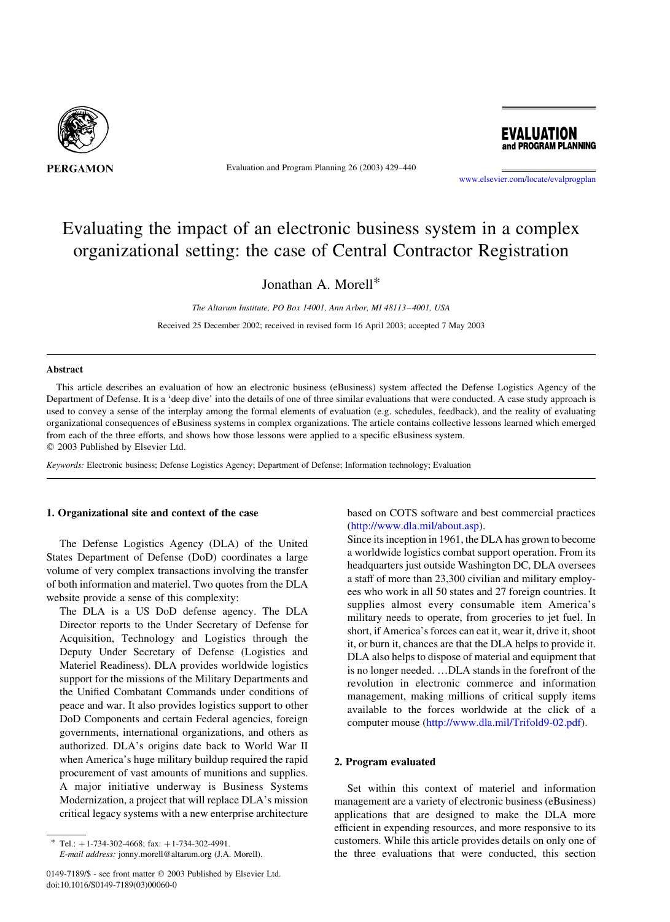# Evaluating the impact of an electronic business system in a complex organizational setting: the case of Central Contractor Registration

Jonathan A. Morell*

*The Altarum Institute, PO Box 14001, Ann Arbor, MI 48113–4001, USA*

Received 25 December 2002; received in revised form 16 April 2003; accepted 7 May 2003

## Abstract

This article describes an evaluation of how an electronic business (eBusiness) system affected the Defense Logistics Agency of the Department of Defense. It is a 'deep dive' into the details of one of three similar evaluations that were conducted. A case study approach is used to convey a sense of the interplay among the formal elements of evaluation (e.g. schedules, feedback), and the reality of evaluating organizational consequences of eBusiness systems in complex organizations. The article contains collective lessons learned which emerged from each of the three efforts, and shows how those lessons were applied to a specific eBusiness system.
© 2003 Published by Elsevier Ltd.

*Keywords:* Electronic business; Defense Logistics Agency; Department of Defense; Information technology; Evaluation

## 1. Organizational site and context of the case

The Defense Logistics Agency (DLA) of the United States Department of Defense (DoD) coordinates a large volume of very complex transactions involving the transfer of both information and materiel. Two quotes from the DLA website provide a sense of this complexity:

> The DLA is a US DoD defense agency. The DLA Director reports to the Under Secretary of Defense for Acquisition, Technology and Logistics through the Deputy Under Secretary of Defense (Logistics and Materiel Readiness). DLA provides worldwide logistics support for the missions of the Military Departments and the Unified Combatant Commands under conditions of peace and war. It also provides logistics support to other DoD Components and certain Federal agencies, foreign governments, international organizations, and others as authorized. DLA's origins date back to World War II when America's huge military buildup required the rapid procurement of vast amounts of munitions and supplies. A major initiative underway is Business Systems Modernization, a project that will replace DLA's mission critical legacy systems with a new enterprise architecture based on COTS software and best commercial practices (http://www.dla.mil/about.asp).
>
> Since its inception in 1961, the DLA has grown to become a worldwide logistics combat support operation. From its headquarters just outside Washington DC, DLA oversees a staff of more than 23,300 civilian and military employees who work in all 50 states and 27 foreign countries. It supplies almost every consumable item America's military needs to operate, from groceries to jet fuel. In short, if America's forces can eat it, wear it, drive it, shoot it, or burn it, chances are that the DLA helps to provide it. DLA also helps to dispose of material and equipment that is no longer needed. …DLA stands in the forefront of the revolution in electronic commerce and information management, making millions of critical supply items available to the forces worldwide at the click of a computer mouse (http://www.dla.mil/Trifold9-02.pdf).

## 2. Program evaluated

Set within this context of materiel and information management are a variety of electronic business (eBusiness) applications that are designed to make the DLA more efficient in expending resources, and more responsive to its customers. While this article provides details on only one of the three evaluations that were conducted, this section

---

* Tel.: +1-734-302-4668; fax: +1-734-302-4991.
*E-mail address:* jonny.morell@altarum.org (J.A. Morell).

0149-7189/$ - see front matter © 2003 Published by Elsevier Ltd.
doi:10.1016/S0149-7189(03)00060-0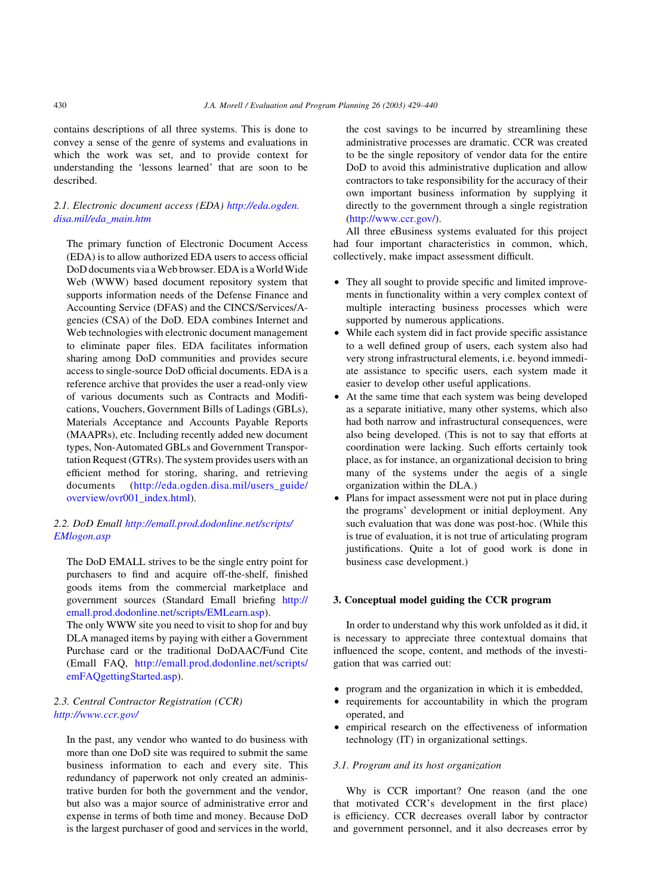contains descriptions of all three systems. This is done to convey a sense of the genre of systems and evaluations in which the work was set, and to provide context for understanding the 'lessons learned' that are soon to be described.

### 2.1. Electronic document access (EDA) http://eda.ogden.disa.mil/eda_main.htm

> The primary function of Electronic Document Access (EDA) is to allow authorized EDA users to access official DoD documents via a Web browser. EDA is a World Wide Web (WWW) based document repository system that supports information needs of the Defense Finance and Accounting Service (DFAS) and the CINCS/Services/Agencies (CSA) of the DoD. EDA combines Internet and Web technologies with electronic document management to eliminate paper files. EDA facilitates information sharing among DoD communities and provides secure access to single-source DoD official documents. EDA is a reference archive that provides the user a read-only view of various documents such as Contracts and Modifications, Vouchers, Government Bills of Ladings (GBLs), Materials Acceptance and Accounts Payable Reports (MAAPRs), etc. Including recently added new document types, Non-Automated GBLs and Government Transportation Request (GTRs). The system provides users with an efficient method for storing, sharing, and retrieving documents (http://eda.ogden.disa.mil/users_guide/overview/ovr001_index.html).

### 2.2. DoD Email http://emall.prod.dodonline.net/scripts/EMlogon.asp

> The DoD EMALL strives to be the single entry point for purchasers to find and acquire off-the-shelf, finished goods items from the commercial marketplace and government sources (Standard Emall briefing http://emall.prod.dodonline.net/scripts/EMLearn.asp).
> The only WWW site you need to visit to shop for and buy DLA managed items by paying with either a Government Purchase card or the traditional DoDAAC/Fund Cite (Emall FAQ, http://emall.prod.dodonline.net/scripts/emFAQgettingStarted.asp).

### 2.3. Central Contractor Registration (CCR) http://www.ccr.gov/

> In the past, any vendor who wanted to do business with more than one DoD site was required to submit the same business information to each and every site. This redundancy of paperwork not only created an administrative burden for both the government and the vendor, but also was a major source of administrative error and expense in terms of both time and money. Because DoD is the largest purchaser of good and services in the world, the cost savings to be incurred by streamlining these administrative processes are dramatic. CCR was created to be the single repository of vendor data for the entire DoD to avoid this administrative duplication and allow contractors to take responsibility for the accuracy of their own important business information by supplying it directly to the government through a single registration (http://www.ccr.gov/).

All three eBusiness systems evaluated for this project had four important characteristics in common, which, collectively, make impact assessment difficult.

- They all sought to provide specific and limited improvements in functionality within a very complex context of multiple interacting business processes which were supported by numerous applications.
- While each system did in fact provide specific assistance to a well defined group of users, each system also had very strong infrastructural elements, i.e. beyond immediate assistance to specific users, each system made it easier to develop other useful applications.
- At the same time that each system was being developed as a separate initiative, many other systems, which also had both narrow and infrastructural consequences, were also being developed. (This is not to say that efforts at coordination were lacking. Such efforts certainly took place, as for instance, an organizational decision to bring many of the systems under the aegis of a single organization within the DLA.)
- Plans for impact assessment were not put in place during the programs' development or initial deployment. Any such evaluation that was done was post-hoc. (While this is true of evaluation, it is not true of articulating program justifications. Quite a lot of good work is done in business case development.)

## 3. Conceptual model guiding the CCR program

In order to understand why this work unfolded as it did, it is necessary to appreciate three contextual domains that influenced the scope, content, and methods of the investigation that was carried out:

- program and the organization in which it is embedded,
- requirements for accountability in which the program operated, and
- empirical research on the effectiveness of information technology (IT) in organizational settings.

### 3.1. Program and its host organization

Why is CCR important? One reason (and the one that motivated CCR's development in the first place) is efficiency. CCR decreases overall labor by contractor and government personnel, and it also decreases error by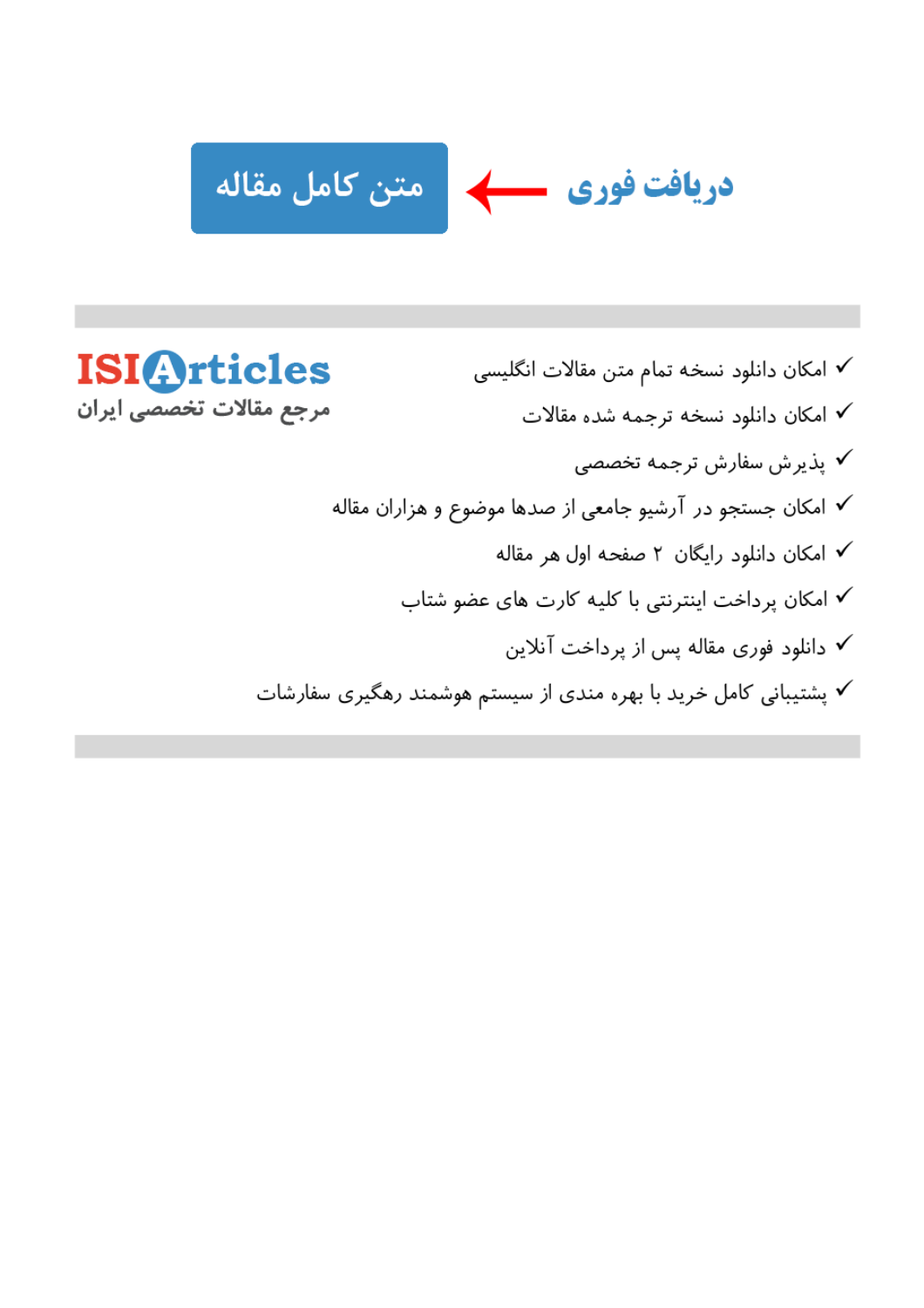دریافت فوری ← متن کامل مقاله

**ISIArticles**
مرجع مقالات تخصصی ایران

- ✓ امکان دانلود نسخه تمام متن مقالات انگلیسی
- ✓ امکان دانلود نسخه ترجمه شده مقالات
- ✓ پذیرش سفارش ترجمه تخصصی
- ✓ امکان جستجو در آرشیو جامعی از صدها موضوع و هزاران مقاله
- ✓ امکان دانلود رایگان ۲ صفحه اول هر مقاله
- ✓ امکان پرداخت اینترنتی با کلیه کارت های عضو شتاب
- ✓ دانلود فوری مقاله پس از پرداخت آنلاین
- ✓ پشتیبانی کامل خرید با بهره مندی از سیستم هوشمند رهگیری سفارشات